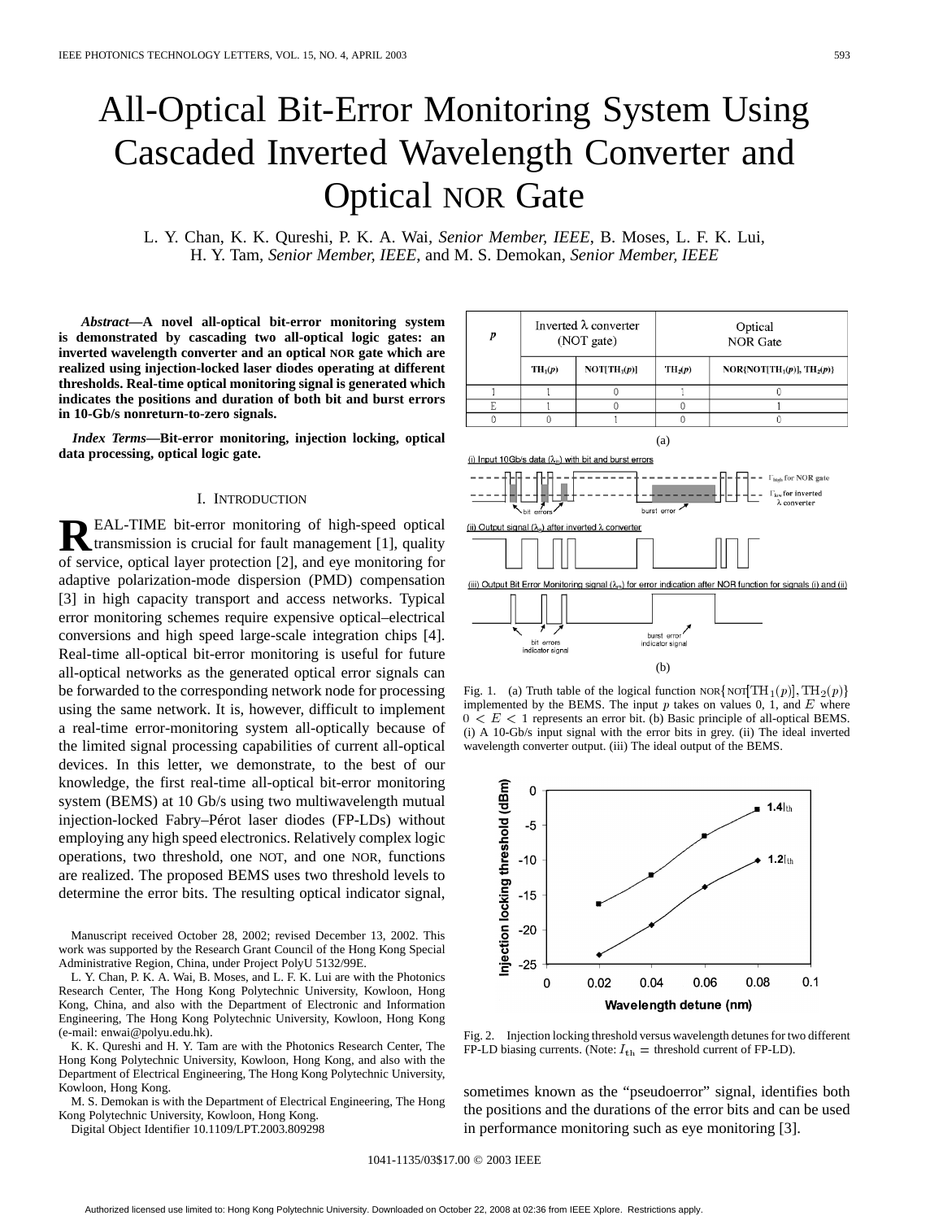# All-Optical Bit-Error Monitoring System Using Cascaded Inverted Wavelength Converter and Optical NOR Gate

L. Y. Chan, K. K. Qureshi, P. K. A. Wai, *Senior Member, IEEE*, B. Moses, L. F. K. Lui, H. Y. Tam, *Senior Member, IEEE*, and M. S. Demokan, *Senior Member, IEEE*

***Abstract*—A novel all-optical bit-error monitoring system is demonstrated by cascading two all-optical logic gates: an inverted wavelength converter and an optical NOR gate which are realized using injection-locked laser diodes operating at different thresholds. Real-time optical monitoring signal is generated which indicates the positions and duration of both bit and burst errors in 10-Gb/s nonreturn-to-zero signals.**

***Index Terms*—Bit-error monitoring, injection locking, optical data processing, optical logic gate.**

## I. INTRODUCTION

REAL-TIME bit-error monitoring of high-speed optical transmission is crucial for fault management [1], quality of service, optical layer protection [2], and eye monitoring for adaptive polarization-mode dispersion (PMD) compensation [3] in high capacity transport and access networks. Typical error monitoring schemes require expensive optical–electrical conversions and high speed large-scale integration chips [4]. Real-time all-optical bit-error monitoring is useful for future all-optical networks as the generated optical error signals can be forwarded to the corresponding network node for processing using the same network. It is, however, difficult to implement a real-time error-monitoring system all-optically because of the limited signal processing capabilities of current all-optical devices. In this letter, we demonstrate, to the best of our knowledge, the first real-time all-optical bit-error monitoring system (BEMS) at 10 Gb/s using two multiwavelength mutual injection-locked Fabry–Pérot laser diodes (FP-LDs) without employing any high speed electronics. Relatively complex logic operations, two threshold, one NOT, and one NOR, functions are realized. The proposed BEMS uses two threshold levels to determine the error bits. The resulting optical indicator signal, sometimes known as the "pseudoerror" signal, identifies both the positions and the durations of the error bits and can be used in performance monitoring such as eye monitoring [3].

| $p$ | Inverted λ converter (NOT gate) | | Optical NOR Gate | |
|---|---|---|---|---|
| | TH$_1$($p$) | NOT[TH$_1$($p$)] | TH$_2$($p$) | NOR{NOT[TH$_1$($p$)], TH$_2$($p$)} |
| 1 | 1 | 0 | 1 | 0 |
| E | 1 | 0 | 0 | 1 |
| 0 | 0 | 1 | 0 | 0 |

(a)

(b)

Fig. 1. (a) Truth table of the logical function NOR{NOT[$\mathrm{TH}_1(p)$], $\mathrm{TH}_2(p)$} implemented by the BEMS. The input $p$ takes on values 0, 1, and $E$ where $0 < E < 1$ represents an error bit. (b) Basic principle of all-optical BEMS. (i) A 10-Gb/s input signal with the error bits in grey. (ii) The ideal inverted wavelength converter output. (iii) The ideal output of the BEMS.

Fig. 2. Injection locking threshold versus wavelength detunes for two different FP-LD biasing currents. (Note: $I_{\mathrm{th}}$ = threshold current of FP-LD).

Manuscript received October 28, 2002; revised December 13, 2002. This work was supported by the Research Grant Council of the Hong Kong Special Administrative Region, China, under Project PolyU 5132/99E.

L. Y. Chan, P. K. A. Wai, B. Moses, and L. F. K. Lui are with the Photonics Research Center, The Hong Kong Polytechnic University, Kowloon, Hong Kong, China, and also with the Department of Electronic and Information Engineering, The Hong Kong Polytechnic University, Kowloon, Hong Kong (e-mail: enwai@polyu.edu.hk).

K. K. Qureshi and H. Y. Tam are with the Photonics Research Center, The Hong Kong Polytechnic University, Kowloon, Hong Kong, and also with the Department of Electrical Engineering, The Hong Kong Polytechnic University, Kowloon, Hong Kong.

M. S. Demokan is with the Department of Electrical Engineering, The Hong Kong Polytechnic University, Kowloon, Hong Kong.

Digital Object Identifier 10.1109/LPT.2003.809298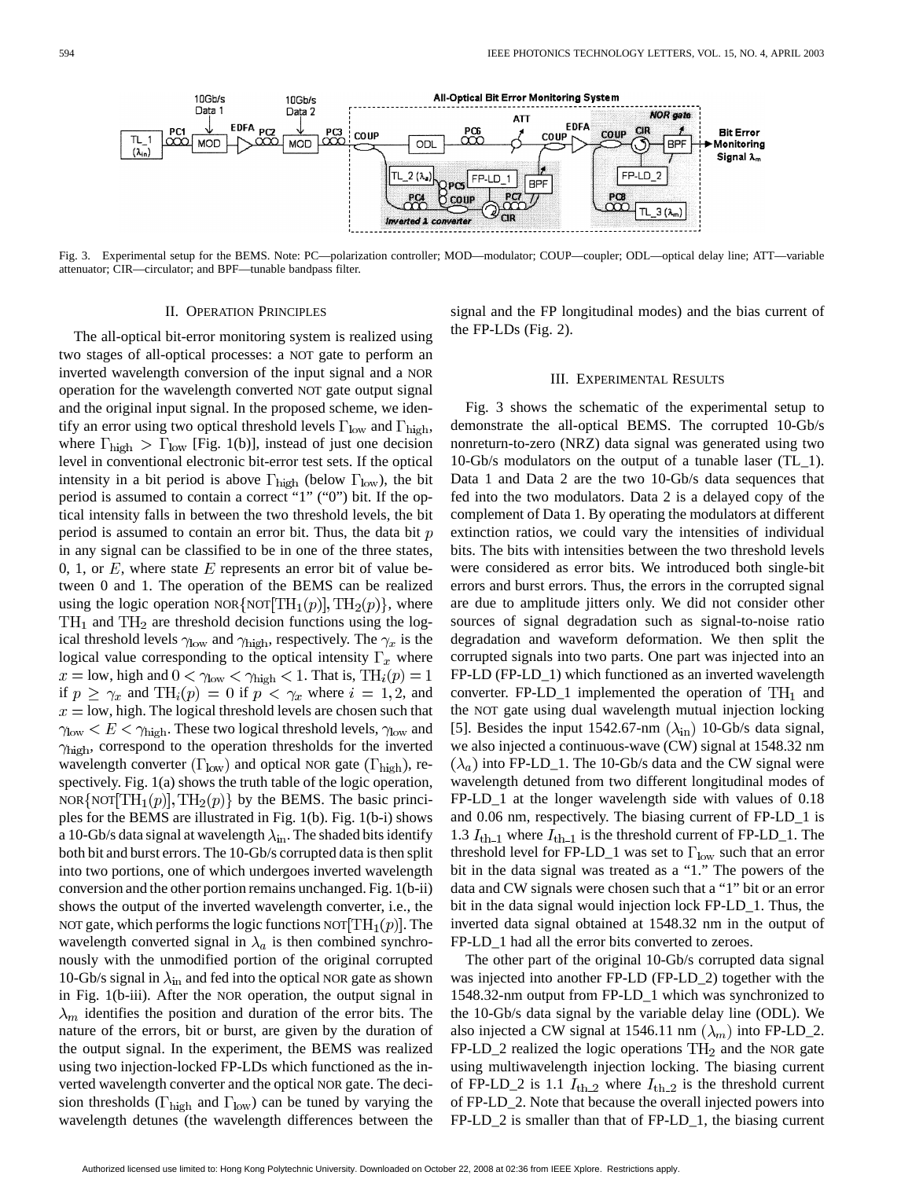Fig. 3. Experimental setup for the BEMS. Note: PC—polarization controller; MOD—modulator; COUP—coupler; ODL—optical delay line; ATT—variable attenuator; CIR—circulator; and BPF—tunable bandpass filter.

## II. Operation Principles

The all-optical bit-error monitoring system is realized using two stages of all-optical processes: a NOT gate to perform an inverted wavelength conversion of the input signal and a NOR operation for the wavelength converted NOT gate output signal and the original input signal. In the proposed scheme, we identify an error using two optical threshold levels $\Gamma_{\rm low}$ and $\Gamma_{\rm high}$, where $\Gamma_{\rm high} > \Gamma_{\rm low}$ [Fig. 1(b)], instead of just one decision level in conventional electronic bit-error test sets. If the optical intensity in a bit period is above $\Gamma_{\rm high}$ (below $\Gamma_{\rm low}$), the bit period is assumed to contain a correct "1" ("0") bit. If the optical intensity falls in between the two threshold levels, the bit period is assumed to contain an error bit. Thus, the data bit $p$ in any signal can be classified to be in one of the three states, 0, 1, or $E$, where state $E$ represents an error bit of value between 0 and 1. The operation of the BEMS can be realized using the logic operation $\text{NOR}\{\text{NOT}[\text{TH}_1(p)], \text{TH}_2(p)\}$, where $\text{TH}_1$ and $\text{TH}_2$ are threshold decision functions using the logical threshold levels $\gamma_{\rm low}$ and $\gamma_{\rm high}$, respectively. The $\gamma_x$ is the logical value corresponding to the optical intensity $\Gamma_x$ where $x = \text{low, high}$ and $0 < \gamma_{\rm low} < \gamma_{\rm high} < 1$. That is, $\text{TH}_i(p) = 1$ if $p \geq \gamma_x$ and $\text{TH}_i(p) = 0$ if $p < \gamma_x$ where $i = 1, 2$, and $x = \text{low, high}$. The logical threshold levels are chosen such that $\gamma_{\rm low} < E < \gamma_{\rm high}$. These two logical threshold levels, $\gamma_{\rm low}$ and $\gamma_{\rm high}$, correspond to the operation thresholds for the inverted wavelength converter $(\Gamma_{\rm low})$ and optical NOR gate $(\Gamma_{\rm high})$, respectively. Fig. 1(a) shows the truth table of the logic operation, $\text{NOR}\{\text{NOT}[\text{TH}_1(p)], \text{TH}_2(p)\}$ by the BEMS. The basic principles for the BEMS are illustrated in Fig. 1(b). Fig. 1(b-i) shows a 10-Gb/s data signal at wavelength $\lambda_{\rm in}$. The shaded bits identify both bit and burst errors. The 10-Gb/s corrupted data is then split into two portions, one of which undergoes inverted wavelength conversion and the other portion remains unchanged. Fig. 1(b-ii) shows the output of the inverted wavelength converter, i.e., the NOT gate, which performs the logic functions $\text{NOT}[\text{TH}_1(p)]$. The wavelength converted signal in $\lambda_a$ is then combined synchronously with the unmodified portion of the original corrupted 10-Gb/s signal in $\lambda_{\rm in}$ and fed into the optical NOR gate as shown in Fig. 1(b-iii). After the NOR operation, the output signal in $\lambda_m$ identifies the position and duration of the error bits. The nature of the errors, bit or burst, are given by the duration of the output signal. In the experiment, the BEMS was realized using two injection-locked FP-LDs which functioned as the inverted wavelength converter and the optical NOR gate. The decision thresholds ($\Gamma_{\rm high}$ and $\Gamma_{\rm low}$) can be tuned by varying the wavelength detunes (the wavelength differences between the signal and the FP longitudinal modes) and the bias current of the FP-LDs (Fig. 2).

## III. Experimental Results

Fig. 3 shows the schematic of the experimental setup to demonstrate the all-optical BEMS. The corrupted 10-Gb/s nonreturn-to-zero (NRZ) data signal was generated using two 10-Gb/s modulators on the output of a tunable laser (TL_1). Data 1 and Data 2 are the two 10-Gb/s data sequences that fed into the two modulators. Data 2 is a delayed copy of the complement of Data 1. By operating the modulators at different extinction ratios, we could vary the intensities of individual bits. The bits with intensities between the two threshold levels were considered as error bits. We introduced both single-bit errors and burst errors. Thus, the errors in the corrupted signal are due to amplitude jitters only. We did not consider other sources of signal degradation such as signal-to-noise ratio degradation and waveform deformation. We then split the corrupted signals into two parts. One part was injected into an FP-LD (FP-LD_1) which functioned as an inverted wavelength converter. FP-LD_1 implemented the operation of $\text{TH}_1$ and the NOT gate using dual wavelength mutual injection locking [5]. Besides the input 1542.67-nm $(\lambda_{\rm in})$ 10-Gb/s data signal, we also injected a continuous-wave (CW) signal at 1548.32 nm $(\lambda_a)$ into FP-LD_1. The 10-Gb/s data and the CW signal were wavelength detuned from two different longitudinal modes of FP-LD_1 at the longer wavelength side with values of 0.18 and 0.06 nm, respectively. The biasing current of FP-LD_1 is 1.3 $I_{\rm th\_1}$ where $I_{\rm th\_1}$ is the threshold current of FP-LD_1. The threshold level for FP-LD_1 was set to $\Gamma_{\rm low}$ such that an error bit in the data signal was treated as a "1." The powers of the data and CW signals were chosen such that a "1" bit or an error bit in the data signal would injection lock FP-LD_1. Thus, the inverted data signal obtained at 1548.32 nm in the output of FP-LD_1 had all the error bits converted to zeroes.

The other part of the original 10-Gb/s corrupted data signal was injected into another FP-LD (FP-LD_2) together with the 1548.32-nm output from FP-LD_1 which was synchronized to the 10-Gb/s data signal by the variable delay line (ODL). We also injected a CW signal at 1546.11 nm $(\lambda_m)$ into FP-LD_2. FP-LD_2 realized the logic operations $\text{TH}_2$ and the NOR gate using multiwavelength injection locking. The biasing current of FP-LD_2 is 1.1 $I_{\rm th\_2}$ where $I_{\rm th\_2}$ is the threshold current of FP-LD_2. Note that because the overall injected powers into FP-LD_2 is smaller than that of FP-LD_1, the biasing current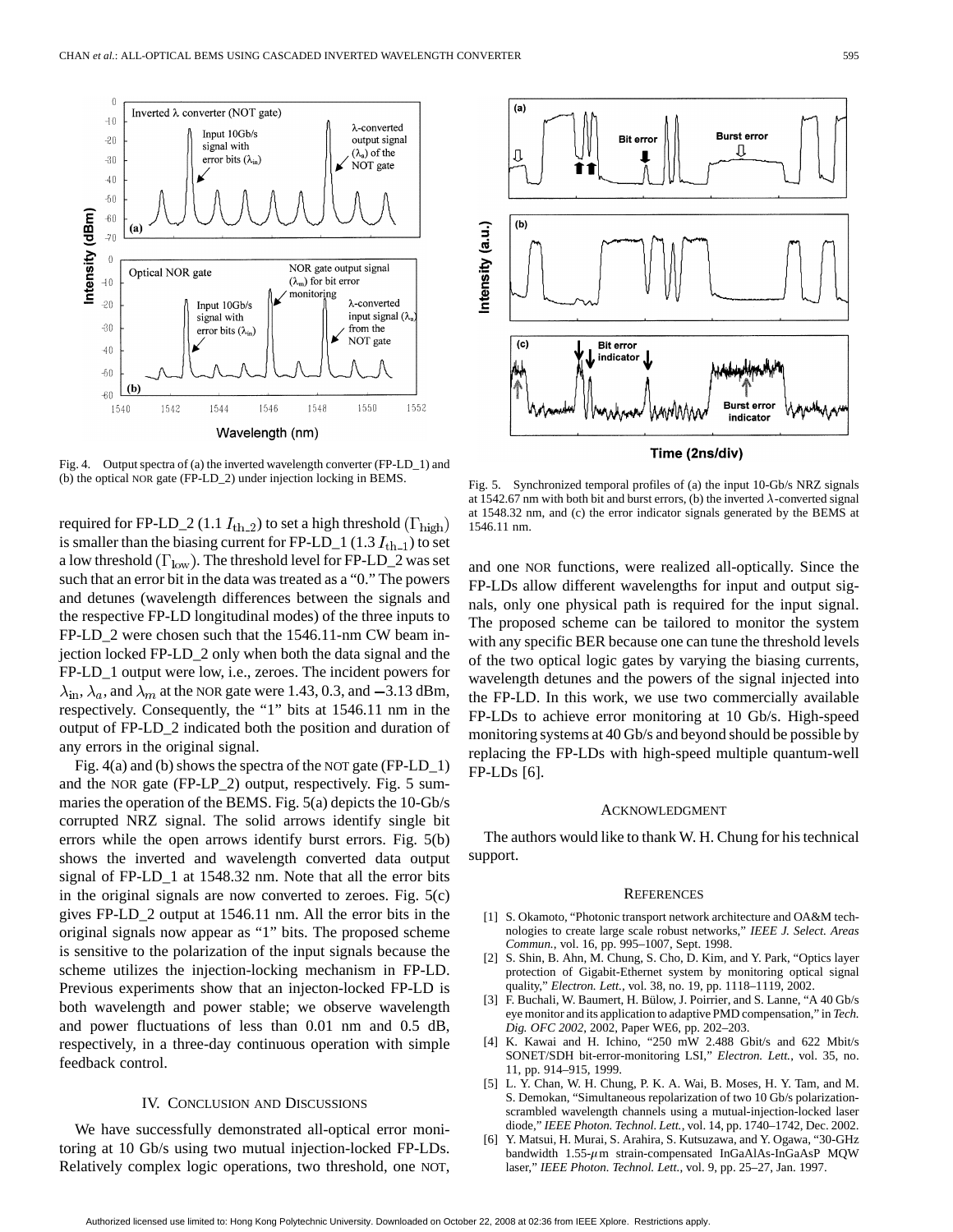Inverted λ converter (NOT gate)

Input 10Gb/s signal with error bits ($\lambda_{in}$)

λ-converted output signal ($\lambda_a$) of the NOT gate

(a)

Optical NOR gate

NOR gate output signal ($\lambda_m$) for bit error monitoring

Input 10Gb/s signal with error bits ($\lambda_{in}$)

λ-converted input signal ($\lambda_a$) from the NOT gate

(b)

Intensity (dBm)

Wavelength (nm)

Fig. 4. Output spectra of (a) the inverted wavelength converter (FP-LD_1) and (b) the optical NOR gate (FP-LD_2) under injection locking in BEMS.

(a) Bit error, Burst error

(b)

(c) Bit error indicator, Burst error indicator

Intensity (a.u.)

Time (2ns/div)

Fig. 5. Synchronized temporal profiles of (a) the input 10-Gb/s NRZ signals at 1542.67 nm with both bit and burst errors, (b) the inverted λ-converted signal at 1548.32 nm, and (c) the error indicator signals generated by the BEMS at 1546.11 nm.

required for FP-LD_2 (1.1 $I_{th\_2}$) to set a high threshold ($\Gamma_{high}$) is smaller than the biasing current for FP-LD_1 (1.3 $I_{th\_1}$) to set a low threshold ($\Gamma_{low}$). The threshold level for FP-LD_2 was set such that an error bit in the data was treated as a "0." The powers and detunes (wavelength differences between the signals and the respective FP-LD longitudinal modes) of the three inputs to FP-LD_2 were chosen such that the 1546.11-nm CW beam injection locked FP-LD_2 only when both the data signal and the FP-LD_1 output were low, i.e., zeroes. The incident powers for $\lambda_{in}$, $\lambda_a$, and $\lambda_m$ at the NOR gate were 1.43, 0.3, and −3.13 dBm, respectively. Consequently, the "1" bits at 1546.11 nm in the output of FP-LD_2 indicated both the position and duration of any errors in the original signal.

Fig. 4(a) and (b) shows the spectra of the NOT gate (FP-LD_1) and the NOR gate (FP-LP_2) output, respectively. Fig. 5 summaries the operation of the BEMS. Fig. 5(a) depicts the 10-Gb/s corrupted NRZ signal. The solid arrows identify single bit errors while the open arrows identify burst errors. Fig. 5(b) shows the inverted and wavelength converted data output signal of FP-LD_1 at 1548.32 nm. Note that all the error bits in the original signals are now converted to zeroes. Fig. 5(c) gives FP-LD_2 output at 1546.11 nm. All the error bits in the original signals now appear as "1" bits. The proposed scheme is sensitive to the polarization of the input signals because the scheme utilizes the injection-locking mechanism in FP-LD. Previous experiments show that an injecton-locked FP-LD is both wavelength and power stable; we observe wavelength and power fluctuations of less than 0.01 nm and 0.5 dB, respectively, in a three-day continuous operation with simple feedback control.

## IV. Conclusion and Discussions

We have successfully demonstrated all-optical error monitoring at 10 Gb/s using two mutual injection-locked FP-LDs. Relatively complex logic operations, two threshold, one NOT, and one NOR functions, were realized all-optically. Since the FP-LDs allow different wavelengths for input and output signals, only one physical path is required for the input signal. The proposed scheme can be tailored to monitor the system with any specific BER because one can tune the threshold levels of the two optical logic gates by varying the biasing currents, wavelength detunes and the powers of the signal injected into the FP-LD. In this work, we use two commercially available FP-LDs to achieve error monitoring at 10 Gb/s. High-speed monitoring systems at 40 Gb/s and beyond should be possible by replacing the FP-LDs with high-speed multiple quantum-well FP-LDs [6].

## Acknowledgment

The authors would like to thank W. H. Chung for his technical support.

## References

[1] S. Okamoto, "Photonic transport network architecture and OA&M technologies to create large scale robust networks," *IEEE J. Select. Areas Commun.*, vol. 16, pp. 995–1007, Sept. 1998.

[2] S. Shin, B. Ahn, M. Chung, S. Cho, D. Kim, and Y. Park, "Optics layer protection of Gigabit-Ethernet system by monitoring optical signal quality," *Electron. Lett.*, vol. 38, no. 19, pp. 1118–1119, 2002.

[3] F. Buchali, W. Baumert, H. Bülow, J. Poirrier, and S. Lanne, "A 40 Gb/s eye monitor and its application to adaptive PMD compensation," in *Tech. Dig. OFC 2002*, 2002, Paper WE6, pp. 202–203.

[4] K. Kawai and H. Ichino, "250 mW 2.488 Gbit/s and 622 Mbit/s SONET/SDH bit-error-monitoring LSI," *Electron. Lett.*, vol. 35, no. 11, pp. 914–915, 1999.

[5] L. Y. Chan, W. H. Chung, P. K. A. Wai, B. Moses, H. Y. Tam, and M. S. Demokan, "Simultaneous repolarization of two 10 Gb/s polarization-scrambled wavelength channels using a mutual-injection-locked laser diode," *IEEE Photon. Technol. Lett.*, vol. 14, pp. 1740–1742, Dec. 2002.

[6] Y. Matsui, H. Murai, S. Arahira, S. Kutsuzawa, and Y. Ogawa, "30-GHz bandwidth 1.55-$\mu$m strain-compensated InGaAlAs-InGaAsP MQW laser," *IEEE Photon. Technol. Lett.*, vol. 9, pp. 25–27, Jan. 1997.